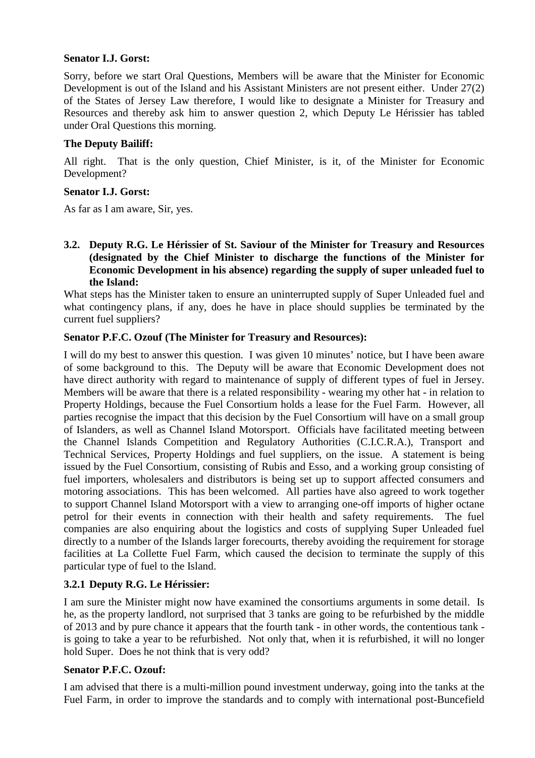**Senator I.J. Gorst:**

Sorry, before we start Oral Questions, Members will be aware that the Minister for Economic Development is out of the Island and his Assistant Ministers are not present either. Under 27(2) of the States of Jersey Law therefore, I would like to designate a Minister for Treasury and Resources and thereby ask him to answer question 2, which Deputy Le Hérissier has tabled under Oral Questions this morning.

**The Deputy Bailiff:**

All right. That is the only question, Chief Minister, is it, of the Minister for Economic Development?

**Senator I.J. Gorst:**

As far as I am aware, Sir, yes.

### 3.2. Deputy R.G. Le Hérissier of St. Saviour of the Minister for Treasury and Resources (designated by the Chief Minister to discharge the functions of the Minister for Economic Development in his absence) regarding the supply of super unleaded fuel to the Island:

What steps has the Minister taken to ensure an uninterrupted supply of Super Unleaded fuel and what contingency plans, if any, does he have in place should supplies be terminated by the current fuel suppliers?

**Senator P.F.C. Ozouf (The Minister for Treasury and Resources):**

I will do my best to answer this question. I was given 10 minutes' notice, but I have been aware of some background to this. The Deputy will be aware that Economic Development does not have direct authority with regard to maintenance of supply of different types of fuel in Jersey. Members will be aware that there is a related responsibility - wearing my other hat - in relation to Property Holdings, because the Fuel Consortium holds a lease for the Fuel Farm. However, all parties recognise the impact that this decision by the Fuel Consortium will have on a small group of Islanders, as well as Channel Island Motorsport. Officials have facilitated meeting between the Channel Islands Competition and Regulatory Authorities (C.I.C.R.A.), Transport and Technical Services, Property Holdings and fuel suppliers, on the issue. A statement is being issued by the Fuel Consortium, consisting of Rubis and Esso, and a working group consisting of fuel importers, wholesalers and distributors is being set up to support affected consumers and motoring associations. This has been welcomed. All parties have also agreed to work together to support Channel Island Motorsport with a view to arranging one-off imports of higher octane petrol for their events in connection with their health and safety requirements. The fuel companies are also enquiring about the logistics and costs of supplying Super Unleaded fuel directly to a number of the Islands larger forecourts, thereby avoiding the requirement for storage facilities at La Collette Fuel Farm, which caused the decision to terminate the supply of this particular type of fuel to the Island.

#### 3.2.1 Deputy R.G. Le Hérissier:

I am sure the Minister might now have examined the consortiums arguments in some detail. Is he, as the property landlord, not surprised that 3 tanks are going to be refurbished by the middle of 2013 and by pure chance it appears that the fourth tank - in other words, the contentious tank - is going to take a year to be refurbished. Not only that, when it is refurbished, it will no longer hold Super. Does he not think that is very odd?

**Senator P.F.C. Ozouf:**

I am advised that there is a multi-million pound investment underway, going into the tanks at the Fuel Farm, in order to improve the standards and to comply with international post-Buncefield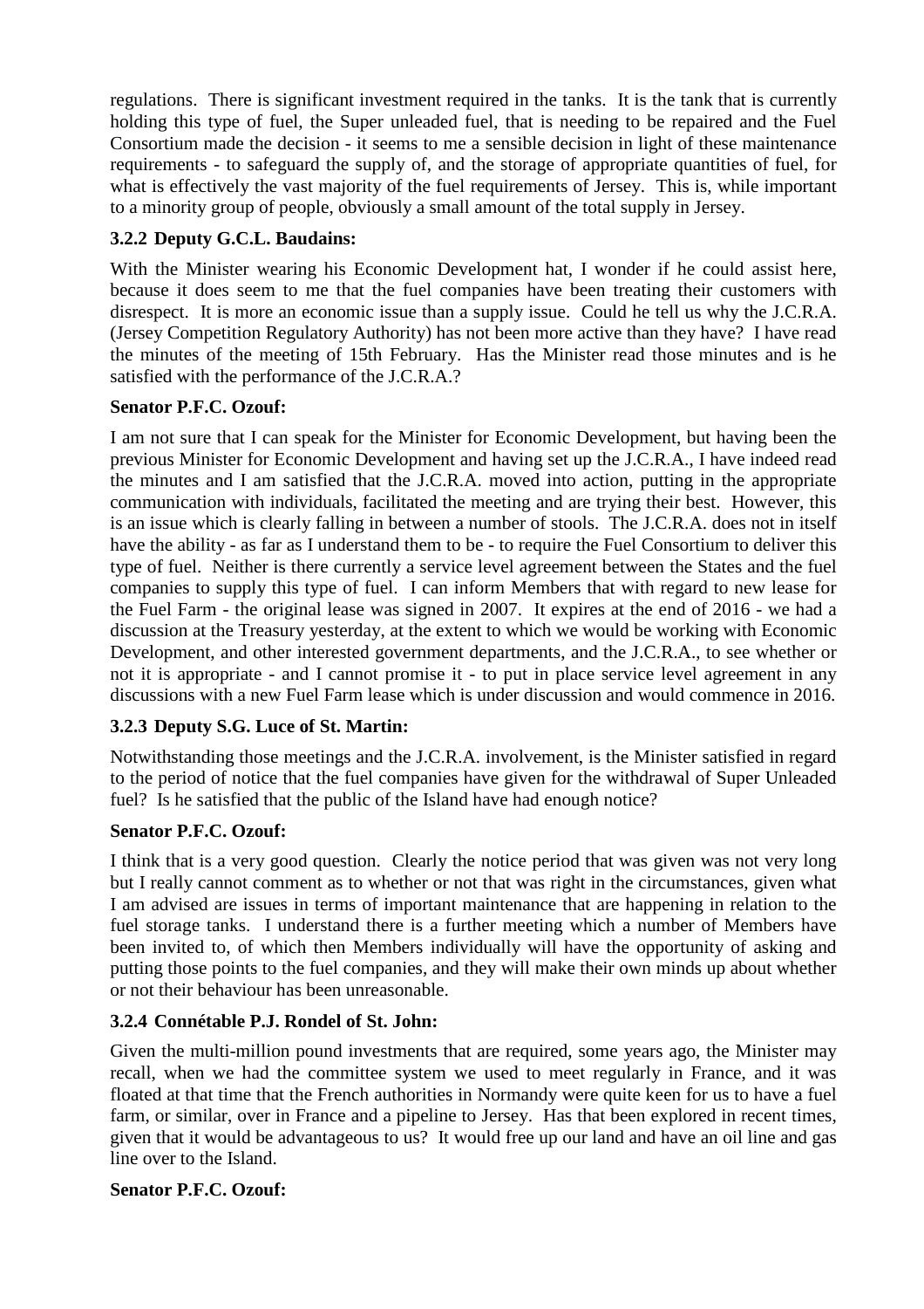regulations. There is significant investment required in the tanks. It is the tank that is currently holding this type of fuel, the Super unleaded fuel, that is needing to be repaired and the Fuel Consortium made the decision - it seems to me a sensible decision in light of these maintenance requirements - to safeguard the supply of, and the storage of appropriate quantities of fuel, for what is effectively the vast majority of the fuel requirements of Jersey. This is, while important to a minority group of people, obviously a small amount of the total supply in Jersey.

### 3.2.2 Deputy G.C.L. Baudains:

With the Minister wearing his Economic Development hat, I wonder if he could assist here, because it does seem to me that the fuel companies have been treating their customers with disrespect. It is more an economic issue than a supply issue. Could he tell us why the J.C.R.A. (Jersey Competition Regulatory Authority) has not been more active than they have? I have read the minutes of the meeting of 15th February. Has the Minister read those minutes and is he satisfied with the performance of the J.C.R.A.?

**Senator P.F.C. Ozouf:**

I am not sure that I can speak for the Minister for Economic Development, but having been the previous Minister for Economic Development and having set up the J.C.R.A., I have indeed read the minutes and I am satisfied that the J.C.R.A. moved into action, putting in the appropriate communication with individuals, facilitated the meeting and are trying their best. However, this is an issue which is clearly falling in between a number of stools. The J.C.R.A. does not in itself have the ability - as far as I understand them to be - to require the Fuel Consortium to deliver this type of fuel. Neither is there currently a service level agreement between the States and the fuel companies to supply this type of fuel. I can inform Members that with regard to new lease for the Fuel Farm - the original lease was signed in 2007. It expires at the end of 2016 - we had a discussion at the Treasury yesterday, at the extent to which we would be working with Economic Development, and other interested government departments, and the J.C.R.A., to see whether or not it is appropriate - and I cannot promise it - to put in place service level agreement in any discussions with a new Fuel Farm lease which is under discussion and would commence in 2016.

### 3.2.3 Deputy S.G. Luce of St. Martin:

Notwithstanding those meetings and the J.C.R.A. involvement, is the Minister satisfied in regard to the period of notice that the fuel companies have given for the withdrawal of Super Unleaded fuel? Is he satisfied that the public of the Island have had enough notice?

**Senator P.F.C. Ozouf:**

I think that is a very good question. Clearly the notice period that was given was not very long but I really cannot comment as to whether or not that was right in the circumstances, given what I am advised are issues in terms of important maintenance that are happening in relation to the fuel storage tanks. I understand there is a further meeting which a number of Members have been invited to, of which then Members individually will have the opportunity of asking and putting those points to the fuel companies, and they will make their own minds up about whether or not their behaviour has been unreasonable.

### 3.2.4 Connétable P.J. Rondel of St. John:

Given the multi-million pound investments that are required, some years ago, the Minister may recall, when we had the committee system we used to meet regularly in France, and it was floated at that time that the French authorities in Normandy were quite keen for us to have a fuel farm, or similar, over in France and a pipeline to Jersey. Has that been explored in recent times, given that it would be advantageous to us? It would free up our land and have an oil line and gas line over to the Island.

**Senator P.F.C. Ozouf:**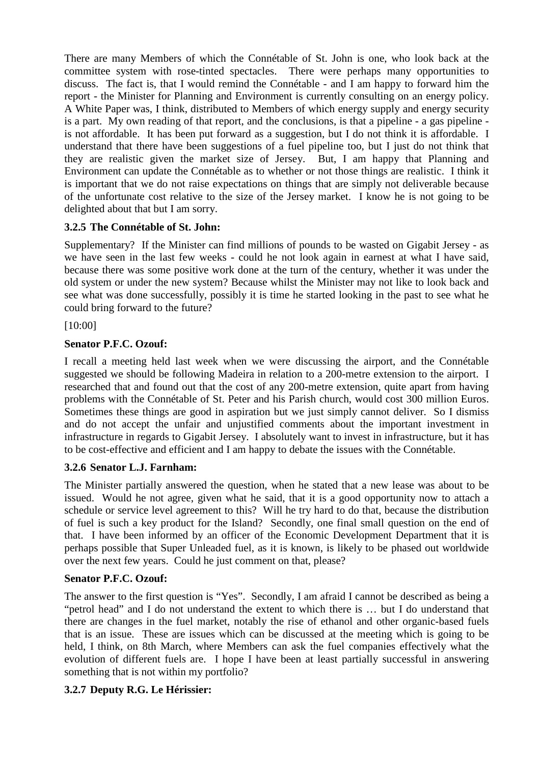There are many Members of which the Connétable of St. John is one, who look back at the committee system with rose-tinted spectacles. There were perhaps many opportunities to discuss. The fact is, that I would remind the Connétable - and I am happy to forward him the report - the Minister for Planning and Environment is currently consulting on an energy policy. A White Paper was, I think, distributed to Members of which energy supply and energy security is a part. My own reading of that report, and the conclusions, is that a pipeline - a gas pipeline - is not affordable. It has been put forward as a suggestion, but I do not think it is affordable. I understand that there have been suggestions of a fuel pipeline too, but I just do not think that they are realistic given the market size of Jersey. But, I am happy that Planning and Environment can update the Connétable as to whether or not those things are realistic. I think it is important that we do not raise expectations on things that are simply not deliverable because of the unfortunate cost relative to the size of the Jersey market. I know he is not going to be delighted about that but I am sorry.

### 3.2.5 The Connétable of St. John:

Supplementary? If the Minister can find millions of pounds to be wasted on Gigabit Jersey - as we have seen in the last few weeks - could he not look again in earnest at what I have said, because there was some positive work done at the turn of the century, whether it was under the old system or under the new system? Because whilst the Minister may not like to look back and see what was done successfully, possibly it is time he started looking in the past to see what he could bring forward to the future?

[10:00]

### Senator P.F.C. Ozouf:

I recall a meeting held last week when we were discussing the airport, and the Connétable suggested we should be following Madeira in relation to a 200-metre extension to the airport. I researched that and found out that the cost of any 200-metre extension, quite apart from having problems with the Connétable of St. Peter and his Parish church, would cost 300 million Euros. Sometimes these things are good in aspiration but we just simply cannot deliver. So I dismiss and do not accept the unfair and unjustified comments about the important investment in infrastructure in regards to Gigabit Jersey. I absolutely want to invest in infrastructure, but it has to be cost-effective and efficient and I am happy to debate the issues with the Connétable.

### 3.2.6 Senator L.J. Farnham:

The Minister partially answered the question, when he stated that a new lease was about to be issued. Would he not agree, given what he said, that it is a good opportunity now to attach a schedule or service level agreement to this? Will he try hard to do that, because the distribution of fuel is such a key product for the Island? Secondly, one final small question on the end of that. I have been informed by an officer of the Economic Development Department that it is perhaps possible that Super Unleaded fuel, as it is known, is likely to be phased out worldwide over the next few years. Could he just comment on that, please?

### Senator P.F.C. Ozouf:

The answer to the first question is "Yes". Secondly, I am afraid I cannot be described as being a "petrol head" and I do not understand the extent to which there is … but I do understand that there are changes in the fuel market, notably the rise of ethanol and other organic-based fuels that is an issue. These are issues which can be discussed at the meeting which is going to be held, I think, on 8th March, where Members can ask the fuel companies effectively what the evolution of different fuels are. I hope I have been at least partially successful in answering something that is not within my portfolio?

### 3.2.7 Deputy R.G. Le Hérissier: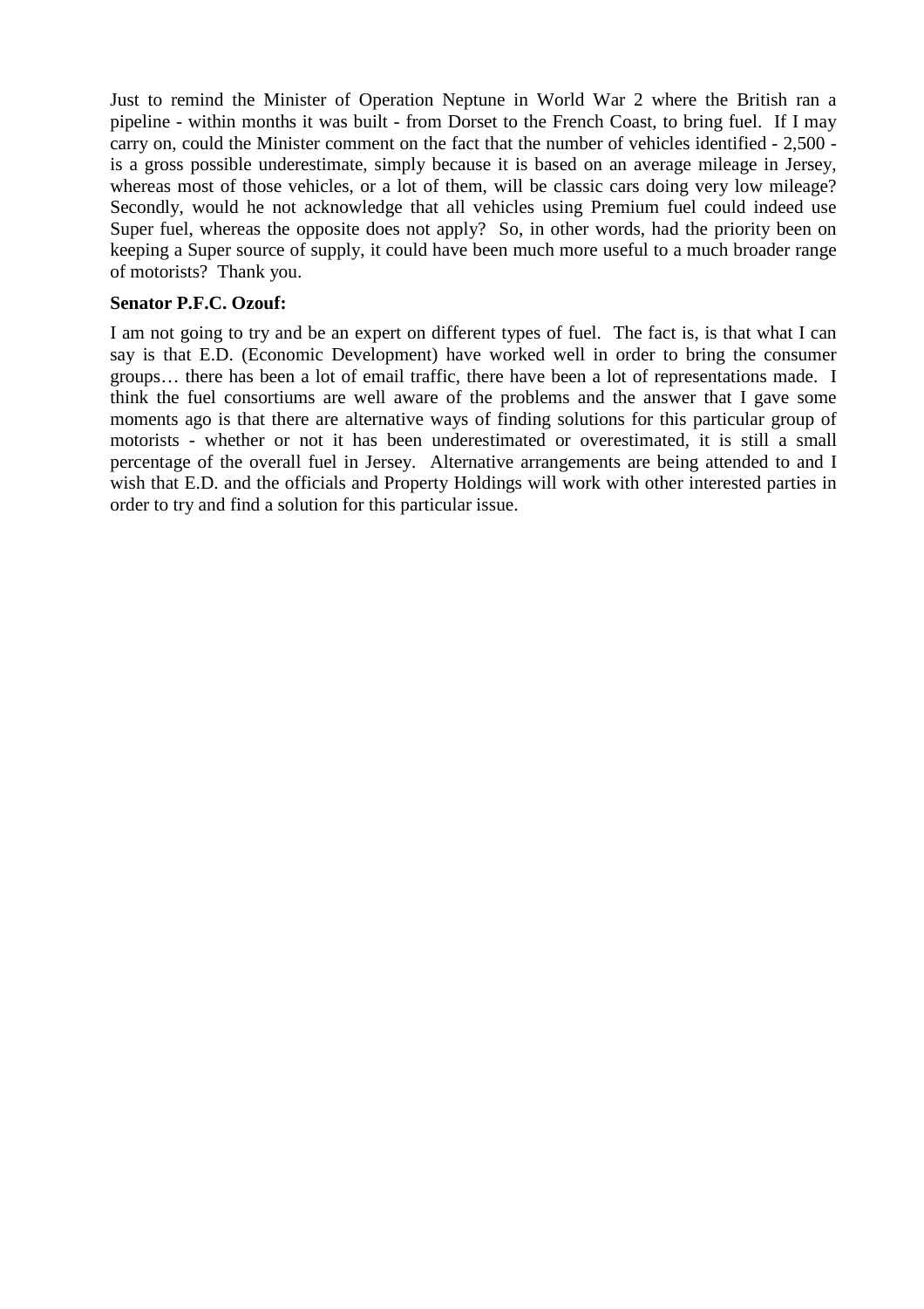Just to remind the Minister of Operation Neptune in World War 2 where the British ran a pipeline - within months it was built - from Dorset to the French Coast, to bring fuel. If I may carry on, could the Minister comment on the fact that the number of vehicles identified - 2,500 - is a gross possible underestimate, simply because it is based on an average mileage in Jersey, whereas most of those vehicles, or a lot of them, will be classic cars doing very low mileage? Secondly, would he not acknowledge that all vehicles using Premium fuel could indeed use Super fuel, whereas the opposite does not apply? So, in other words, had the priority been on keeping a Super source of supply, it could have been much more useful to a much broader range of motorists? Thank you.

**Senator P.F.C. Ozouf:**

I am not going to try and be an expert on different types of fuel. The fact is, is that what I can say is that E.D. (Economic Development) have worked well in order to bring the consumer groups… there has been a lot of email traffic, there have been a lot of representations made. I think the fuel consortiums are well aware of the problems and the answer that I gave some moments ago is that there are alternative ways of finding solutions for this particular group of motorists - whether or not it has been underestimated or overestimated, it is still a small percentage of the overall fuel in Jersey. Alternative arrangements are being attended to and I wish that E.D. and the officials and Property Holdings will work with other interested parties in order to try and find a solution for this particular issue.